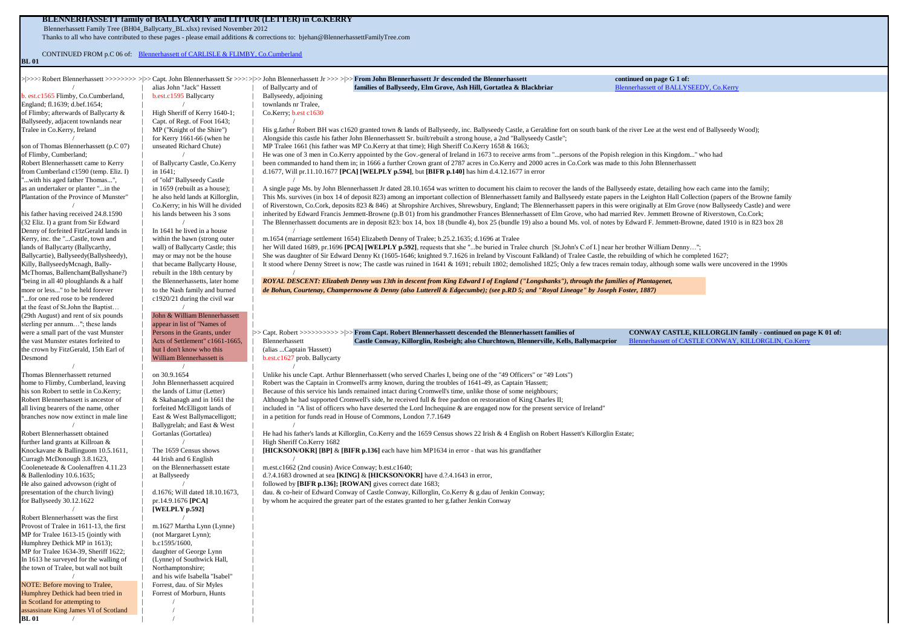# BLENNERHASSETT family of BALLYCARTY and LITTUR (LETTER) in Co.KERRY

Blennerhassett Family Tree (BH04_Ballycarty_BL.xlsx) revised November 2012

Thanks to all who have contributed to these pages - please email additions & corrections to: bjehan@BlennerhassettFamilyTree.com

CONTINUED FROM p.C 06 of: Blennerhassett of CARLISLE & FLIMBY, Co.Cumberland

**BL 01**

>|>>>> Robert Blennerhassett >>>>>>>> >|>> Capt. John Blennerhassett Sr >>>>|>> John Blennerhassett Jr >>> >|>> **From John Blennerhassett Jr descended the Blennerhassett families of Ballyseedy, Elm Grove, Ash Hill, Gortatlea & Blackbriar** — **continued on page G 1 of:** Blennerhassett of BALLYSEEDY, Co.Kerry

## Robert Blennerhassett

b. est.c1565 Flimby, Co.Cumberland, England; fl.1639; d.bef.1654;
of Flimby; afterwards of Ballycarty & Ballyseedy, adjacent townlands near Tralee in Co.Kerry, Ireland

son of Thomas Blennerhassett (p.C 07) of Flimby, Cumberland;
Robert Blennerhassett came to Kerry from Cumberland c1590 (temp. Eliz. I) "...with his aged father Thomas...", as an undertaker or planter "...in the Plantation of the Province of Munster"

his father having received 24.8.1590 (32 Eliz. I) a grant from Sir Edward Denny of forfeited FitzGerald lands in Kerry, inc. the "...Castle, town and lands of Ballycarty (Ballycarthy, Ballycartie), Ballyseedy(Ballysheedy), Killy, BallyseedyMcnagh, Bally-McThomas, Ballencham(Ballyshane?) "being in all 40 ploughlands & a half more or less..." to be held forever "...for one red rose to be rendered at the feast of St.John the Baptist… (29th August) and rent of six pounds sterling per annum…"; these lands were a small part of the vast Munster the vast Munster estates forfeited to the crown by FitzGerald, 15th Earl of Desmond

Thomas Blennerhassett returned home to Flimby, Cumberland, leaving his son Robert to settle in Co.Kerry; Robert Blennerhassett is ancestor of all living bearers of the name, other branches now now extinct in male line

Robert Blennerhassett obtained further land grants at Killroan & Knockavane & Ballinguom 10.5.1611, Curragh McDonough 3.8.1623, Cooleneteade & Coolenaffren 4.11.23 & Ballenlodiny 10.6.1635;
He also gained advowson (right of presentation of the church living) for Ballyseedy 30.12.1622

Robert Blennerhassett was the first Provost of Tralee in 1611-13, the first MP for Tralee 1613-15 (jointly with Humphrey Dethick MP in 1613);
MP for Tralee 1634-39, Sheriff 1622;
In 1613 he surveyed for the walling of the town of Tralee, but wall not built

NOTE: Before moving to Tralee, Humphrey Dethick had been tried in in Scotland for attempting to assassinate King James VI of Scotland

## Capt. John Blennerhassett Sr

alias John "Jack" Hassett
b.est.c1595 Ballycarty

High Sheriff of Kerry 1640-1;
Capt. of Regt. of Foot 1643;
MP ("Knight of the Shire") for Kerry 1661-66 (when he unseated Richard Chute)

of Ballycarty Castle, Co.Kerry in 1641;
of "old" Ballyseedy Castle in 1659 (rebuilt as a house);
he also held lands at Killorglin, Co.Kerry; in his Will he divided his lands between his 3 sons

In 1641 he lived in a house within the bawn (strong outer wall) of Ballycarty Castle; this may or may not be the house that became Ballycarty House, rebuilt in the 18th century by the Blennerhassetts, later home to the Nash family and burned c1920/21 during the civil war

John & William Blennerhassett appear in list of "Names of Persons in the Grants, under Acts of Settlement" c1661-1665, but I don't know who this William Blennerhassett is

on 30.9.1654 John Blennerhassett acquired the lands of Littur (Letter) & Skahanagh and in 1661 the forfeited McElligott lands of East & West Ballymacelligott; Ballygrelah; and East & West Gortanlas (Gortatlea)

The 1659 Census shows 44 Irish and 6 English on the Blennerhassett estate at Ballyseedy

d.1676; Will dated 18.10.1673, pr.14.9.1676 **[PCA]** **[WELPLY p.592]**

m.1627 Martha Lynn (Lynne) (not Margaret Lynn);
b.c1595/1600,
daughter of George Lynn (Lynne) of Southwick Hall, Northamptonshire;
and his wife Isabella "Isabel" Forrest, dau. of Sir Myles Forrest of Morburn, Hunts

## John Blennerhassett Jr

of Ballycarty and of Ballyseedy, adjoining townlands nr Tralee, Co.Kerry; b.est c1630

His g.father Robert BH was c1620 granted town & lands of Ballyseedy, inc. Ballyseedy Castle, a Geraldine fort on south bank of the river Lee at the west end of Ballyseedy Wood);
Alongside this castle his father John Blennerhassett Sr. built/rebuilt a strong house, a 2nd "Ballyseedy Castle";
MP Tralee 1661 (his father was MP Co.Kerry at that time); High Sheriff Co.Kerry 1658 & 1663;
He was one of 3 men in Co.Kerry appointed by the Gov.-general of Ireland in 1673 to receive arms from "...persons of the Popish religion in this Kingdom..." who had been commanded to hand them in; in 1666 a further Crown grant of 2787 acres in Co.Kerry and 2000 acres in Co.Cork was made to this John Blennerhassett
d.1677, Will pr.11.10.1677 **[PCA] [WELPLY p.594]**, but **[BIFR p.140]** has him d.4.12.1677 in error

A single page Ms. by John Blennerhassett Jr dated 28.10.1654 was written to document his claim to recover the lands of the Ballyseedy estate, detailing how each came into the family;
This Ms. survives (in box 14 of deposit 823) among an important collection of Blennerhassett family and Ballyseedy estate papers in the Leighton Hall Collection (papers of the Browne family of Riverstown, Co.Cork, deposits 823 & 846) at Shropshire Archives, Shrewsbury, England; The Blennerhassett papers in this were originally at Elm Grove (now Ballyseedy Castle) and were inherited by Edward Francis Jemmett-Browne (p.B 01) from his grandmother Frances Blennerhassett of Elm Grove, who had married Rev. Jemmett Browne of Riverstown, Co.Cork;
The Blennerhassett documents are in deposit 823: box 14, box 18 (bundle 4), box 25 (bundle 19) also a bound Ms. vol. of notes by Edward F. Jemmett-Browne, dated 1910 is in 823 box 28

m.1654 (marriage settlement 1654) Elizabeth Denny of Tralee; b.25.2.1635; d.1696 at Tralee
her Will dated 1689, pr.1696 **[PCA] [WELPLY p.592]**, requests that she "...be buried in Tralee church [St.John's C.of I.] near her brother William Denny…";
She was daughter of Sir Edward Denny Kt (1605-1646; knighted 9.7.1626 in Ireland by Viscount Falkland) of Tralee Castle, the rebuilding of which he completed 1627;
It stood where Denny Street is now; The castle was ruined in 1641 & 1691; rebuilt 1802; demolished 1825; Only a few traces remain today, although some walls were uncovered in the 1990s

***ROYAL DESCENT: Elizabeth Denny was 13th in descent from King Edward I of England ("Longshanks"), through the families of Plantagenet, de Bohun, Courtenay, Champernowne & Denny (also Lutterell & Edgecumbe); (see p.RD 5; and "Royal Lineage" by Joseph Foster, 1887)***

## Capt. Robert Blennerhassett

>> Capt. Robert >>>>>>>>>> >|>> **From Capt. Robert Blennerhassett descended the Blennerhassett families of Castle Conway, Killorglin, Rosbeigh; also Churchtown, Blennerville, Kells, Ballymacprior** — **CONWAY CASTLE, KILLORGLIN family - continued on page K 01 of:** Blennerhassett of CASTLE CONWAY, KILLORGLIN, Co.Kerry

Blennerhassett
(alias ...Captain 'Hassett)
b.est.c1627 prob. Ballycarty

Unlike his uncle Capt. Arthur Blennerhassett (who served Charles I, being one of the "49 Officers" or "49 Lots")
Robert was the Captain in Cromwell's army known, during the troubles of 1641-49, as Captain 'Hassett;
Because of this service his lands remained intact during Cromwell's time, unlike those of some neighbours;
Although he had supported Cromwell's side, he received full & free pardon on restoration of King Charles II;
included in "A list of officers who have deserted the Lord Inchequine & are engaged now for the present service of Ireland"
in a petition for funds read in House of Commons, London 7.7.1649

He had his father's lands at Killorglin, Co.Kerry and the 1659 Census shows 22 Irish & 4 English on Robert Hassett's Killorglin Estate;
High Sheriff Co.Kerry 1682
**[HICKSON/OKR] [BP]** & **[BIFR p.136]** each have him MP1634 in error - that was his grandfather

m.est.c1662 (2nd cousin) Avice Conway; b.est.c1640;
d.?.4.1683 drowned at sea **[KING]** & **[HICKSON/OKR]** have d.?.4.1643 in error,
followed by **[BIFR p.136]; [ROWAN]** gives correct date 1683;
dau. & co-heir of Edward Conway of Castle Conway, Killorglin, Co.Kerry & g.dau of Jenkin Conway;
by whom he acquired the greater part of the estates granted to her g.father Jenkin Conway

**BL 01**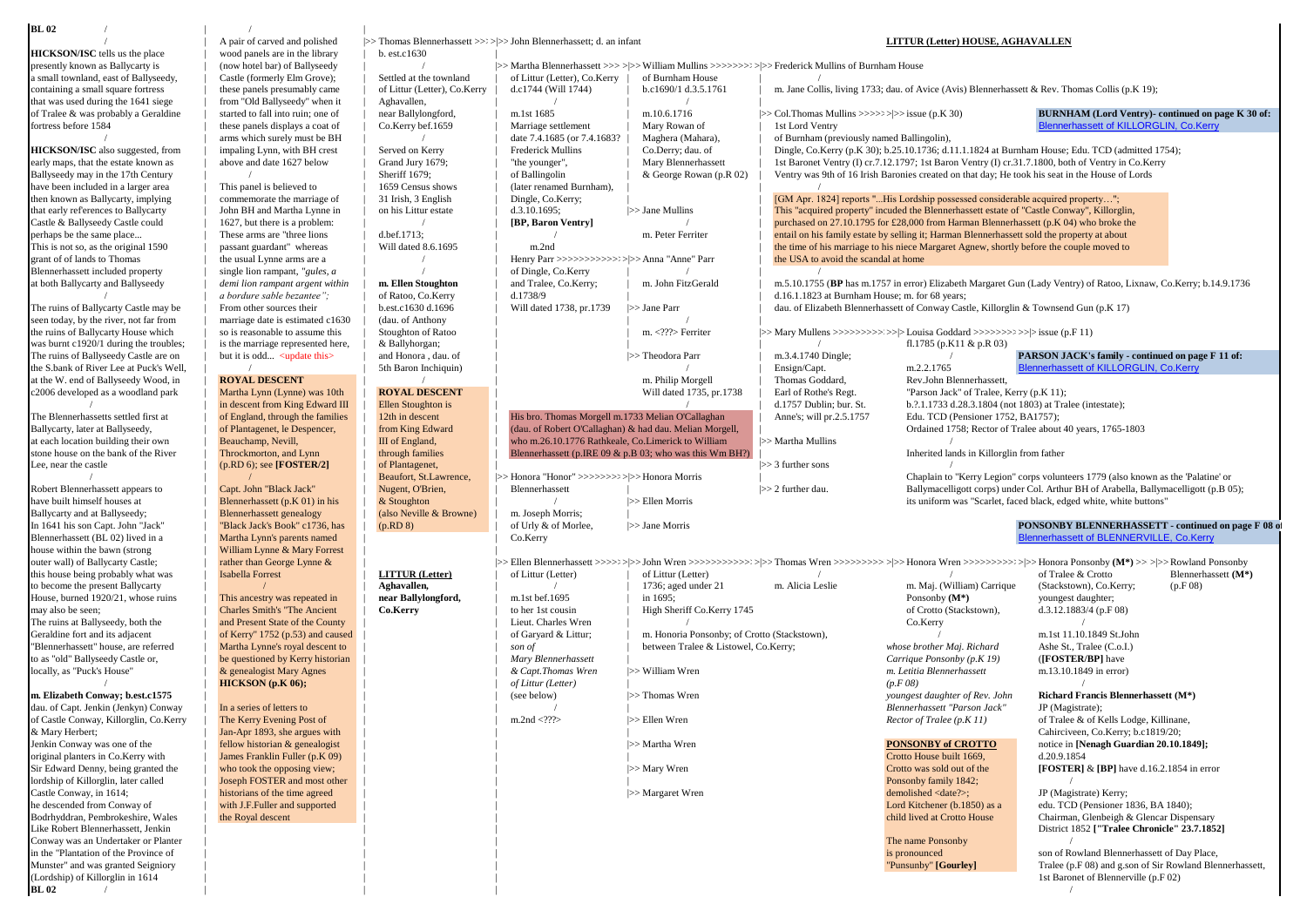**BL 02**

**HICKSON/ISC** tells us the place presently known as Ballycarty is a small townland, east of Ballyseedy, containing a small square fortress that was used during the 1641 siege of Tralee & was probably a Geraldine fortress before 1584

**HICKSON/ISC** also suggested, from early maps, that the estate known as Ballyseedy may in the 17th Century have been included in a larger area then known as Ballycarty, implying that early references to Ballycarty Castle & Ballyseedy Castle could perhaps be the same place... This is not so, as the original 1590 grant of of lands to Thomas Blennerhassett included property at both Ballycarty and Ballyseedy

The ruins of Ballycarty Castle may be seen today, by the river, not far from the ruins of Ballycarty House which was burnt c1920/1 during the troubles; The ruins of Ballyseedy Castle are on the S.bank of River Lee at Puck's Well, at the W. end of Ballyseedy Wood, in c2006 developed as a woodland park

The Blennerhassetts settled first at Ballycarty, later at Ballyseedy, at each location building their own stone house on the bank of the River Lee, near the castle

Robert Blennerhassett appears to have built himself houses at Ballycarty and at Ballyseedy; In 1641 his son Capt. John "Jack" Blennerhassett (BL 02) lived in a house within the bawn (strong outer wall) of Ballycarty Castle; this house being probably what was to become the present Ballycarty House, burned 1920/21, whose ruins may also be seen; The ruins at Ballyseedy, both the Geraldine fort and its adjacent "Blennerhassett" house, are referred to as "old" Ballyseedy Castle or, locally, as "Puck's House"

**m. Elizabeth Conway; b.est.c1575**
dau. of Capt. Jenkin (Jenkyn) Conway of Castle Conway, Killorglin, Co.Kerry & Mary Herbert; Jenkin Conway was one of the original planters in Co.Kerry with Sir Edward Denny, both being granted the lordship of Killorglin, later called Castle Conway, in 1614; he descended from Conway of Bodrhyddran, Pembrokeshire, Wales Like Robert Blennerhassett, Jenkin Conway was an Undertaker or Planter in the "Plantation of the Province of Munster" and was granted Seigniory (Lordship) of Killorglin in 1614

A pair of carved and polished wood panels are in the library (now hotel bar) of Ballyseedy Castle (formerly Elm Grove); these panels presumably came from "Old Ballyseedy" when it started to fall into ruin; one of these panels displays a coat of arms which surely must be BH impaling Lynn, with BH crest above and date 1627 below

This panel is believed to commemorate the marriage of John BH and Martha Lynne in 1627, but there is a problem: These arms are "three lions passant guardant" whereas the usual Lynne arms are a single lion rampant, *"gules, a demi lion rampant argent within a bordure sable bezantee"*; From other sources their marriage date is estimated c1630 so is reasonable to assume this is the marriage represented here, but it is odd... <update this>

**ROYAL DESCENT**
Martha Lynn (Lynne) was 10th in descent from King Edward III of England, through the families of Plantagenet, le Despencer, Beauchamp, Nevill, Throckmorton, and Lynn (p.RD 6); see **[FOSTER/2]**

Capt. John "Black Jack" Blennerhassett (p.K 01) in his "Black Jack's Book" c1736, has Martha Lynn's parents named William Lynne & Mary Forrest rather than George Lynne & Isabella Forrest

This ancestry was repeated in Charles Smith's "The Ancient and Present State of the County of Kerry" 1752 (p.53) and caused Martha Lynne's royal descent to be questioned by Kerry historian & genealogist Mary Agnes **HICKSON (p.K 06);**

In a series of letters to The Kerry Evening Post of Jan-Apr 1893, she argues with fellow historian & genealogist James Franklin Fuller (p.K 09) who took the opposing view; Joseph FOSTER and most other historians of the time agreed with J.F.Fuller and supported the Royal descent

>> Thomas Blennerhassett >> >> John Blennerhassett; d. an infant
b. est.c1630

Settled at the townland of Littur (Letter), Co.Kerry Aghavallen, near Ballylongford, Co.Kerry bef.1659

Served on Kerry Grand Jury 1679; Sheriff 1679; 1659 Census shows 31 Irish, 3 English on his Littur estate

d.bef.1713;
Will dated 8.6.1695

**m. Ellen Stoughton**
of Ratoo, Co.Kerry
b.est.c1630 d.1696
(dau. of Anthony Stoughton of Ratoo & Ballyhorgan; and Honora , dau. of 5th Baron Inchiquin)

**ROYAL DESCENT**
Ellen Stoughton is 12th in descent from King Edward III of England, through families of Plantagenet, Beaufort, St.Lawrence, Nugent, O'Brien, & Stoughton (also Neville & Browne) (p.RD 8)

**LITTUR (Letter) Aghavallen, near Ballylongford, Co.Kerry**

>> Martha Blennerhassett >> >> William Mullins >> >> Frederick Mullins of Burnham House
of Littur (Letter), Co.Kerry — of Burnham House
d.c1744 (Will 1744) — b.c1690/1 d.3.5.1761 — m. Jane Collis, living 1733; dau. of Avice (Avis) Blennerhassett & Rev. Thomas Collis (p.K 19);

m.1st 1685 — m.10.6.1716 — >> Col.Thomas Mullins >> >> issue (p.K 30)
Marriage settlement — Mary Rowan of — 1st Lord Ventry
date 7.4.1685 (or 7.4.1683? — Maghera (Mahara), — of Burnham (previously named Ballingolin),
Frederick Mullins — Co.Derry; dau. of — Dingle, Co.Kerry (p.K 30); b.25.10.1736; d.11.1.1824 at Burnham House; Edu. TCD (admitted 1754);
"the younger", — Mary Blennerhassett — 1st Baronet Ventry (I) cr.7.12.1797; 1st Baron Ventry (I) cr.31.7.1800, both of Ventry in Co.Kerry
of Ballingolin — & George Rowan (p.R 02) — Ventry was 9th of 16 Irish Baronies created on that day; He took his seat in the House of Lords
(later renamed Burnham),
Dingle, Co.Kerry;
d.3.10.1695; — >> Jane Mullins
**[BP, Baron Ventry]** — m. Peter Ferriter

**BURNHAM (Lord Ventry)- continued on page K 30 of:** Blennerhassett of KILLORGLIN, Co.Kerry

[GM Apr. 1824] reports "...His Lordship possessed considerable acquired property...";
This "acquired property" incuded the Blennerhassett estate of "Castle Conway", Killorglin, purchased on 27.10.1795 for £28,000 from Harman Blennerhassett (p.K 04) who broke the entail on his family estate by selling it; Harman Blennerhassett sold the property at about the time of his marriage to his niece Margaret Agnew, shortly before the couple moved to the USA to avoid the scandal at home

m.2nd
Henry Parr >> >> Anna "Anne" Parr — m.5.10.1755 (**BP** has m.1757 in error) Elizabeth Margaret Gun (Lady Ventry) of Ratoo, Lixnaw, Co.Kerry; b.14.9.1736
of Dingle, Co.Kerry — m. John FitzGerald — d.16.1.1823 at Burnham House; m. for 68 years;
and Tralee, Co.Kerry; — dau. of Elizabeth Blennerhassett of Conway Castle, Killorglin & Townsend Gun (p.K 17)
d.1738/9 — >> Jane Parr
Will dated 1738, pr.1739 — m. <???> Ferriter — >> Mary Mullens >> >> Louisa Goddard >> >> issue (p.F 11)
fl.1785 (p.K11 & p.R 03)
>> Theodora Parr — m.3.4.1740 Dingle;
m. Philip Morgell — Ensign/Capt. — m.2.2.1765
Will dated 1735, pr.1738 — Thomas Goddard, Earl of Rothe's Regt. d.1757 Dublin; bur. St. Anne's; will pr.2.5.1757 — Rev.John Blennerhassett, "Parson Jack" of Tralee, Kerry (p.K 11); b.?1.1733 d.28.3.1804 (not 1803) at Tralee (intestate); Edu. TCD (Pensioner 1752, BA1757); Ordained 1758; Rector of Tralee about 40 years, 1765-1803

**PARSON JACK's family - continued on page F 11 of:** Blennerhassett of KILLORGLIN, Co.Kerry

His bro. Thomas Morgell m.1733 Melian O'Callaghan (dau. of Robert O'Callaghan) & had dau. Melian Morgell, who m.26.10.1776 Rathkeale, Co.Limerick to William Blennerhassett (p.IRE 09 & p.B 03; who was this Wm BH?)

>> Martha Mullins
>> 3 further sons
>> 2 further dau.

Inherited lands in Killorglin from father

Chaplain to "Kerry Legion" corps volunteers 1779 (also known as the 'Palatine' or Ballymacelligott corps) under Col. Arthur BH of Arabella, Ballymacelligott (p.B 05); its uniform was "Scarlet, faced black, edged white, white buttons"

>> Honora "Honor" >> >> Honora Morris
Blennerhassett — >> Ellen Morris
m. Joseph Morris;
of Urly & of Morlee, — >> Jane Morris
Co.Kerry

**PONSONBY BLENNERHASSETT - continued on page F 08 of** Blennerhassett of BLENNERVILLE, Co.Kerry

>> Ellen Blennerhassett >> >> John Wren >> >> Thomas Wren >> >> Honora Wren >> >> Honora Ponsonby (**M***) >> >> Rowland Ponsonby Blennerhassett (**M***) (p.F 08)
of Littur (Letter) — of Littur (Letter)
1736; aged under 21 — m. Alicia Leslie — m. Maj. (William) Carrique Ponsonby (**M***) of Crotto (Stackstown), Co.Kerry — of Tralee & Crotto (Stackstown), Co.Kerry; youngest daughter; d.3.12.1883/4 (p.F 08)
m.1st bef.1695 — in 1695;
to her 1st cousin — High Sheriff Co.Kerry 1745
Lieut. Charles Wren
of Garyard & Littur; — m. Honoria Ponsonby; of Crotto (Stackstown),
*son of* — between Tralee & Listowel, Co.Kerry;
*Mary Blennerhassett*
*& Capt.Thomas Wren* — >> William Wren
*of Littur (Letter)*
(see below) — >> Thomas Wren

m.2nd <???> — >> Ellen Wren
>> Martha Wren
>> Mary Wren
>> Margaret Wren

*whose brother Maj. Richard Carrique Ponsonby (p.K 19) m. Letitia Blennerhassett (p.F 08) youngest daughter of Rev. John Blennerhassett "Parson Jack" Rector of Tralee (p.K 11)*

m.1st 11.10.1849 St.John Ashe St., Tralee (C.o.I.) (**[FOSTER/BP]** have m.13.10.1849 in error)

**Richard Francis Blennerhassett (M*)**
JP (Magistrate);
of Tralee & of Kells Lodge, Killinane, Cahirciveen, Co.Kerry; b.c1819/20; notice in **[Nenagh Guardian 20.10.1849];**
d.20.9.1854
**[FOSTER]** & **[BP]** have d.16.2.1854 in error

JP (Magistrate) Kerry;
edu. TCD (Pensioner 1836, BA 1840);
Chairman, Glenbeigh & Glencar Dispensary District 1852 **["Tralee Chronicle" 23.7.1852]**

son of Rowland Blennerhassett of Day Place, Tralee (p.F 08) and g.son of Sir Rowland Blennerhassett, 1st Baronet of Blennerville (p.F 02)

**PONSONBY of CROTTO**
Crotto House built 1669, Crotto was sold out of the Ponsonby family 1842; demolished <date?>; Lord Kitchener (b.1850) as a child lived at Crotto House

The name Ponsonby is pronounced "Punsunby" **[Gourley]**

**LITTUR (Letter) HOUSE, AGHAVALLEN**

**BL 02**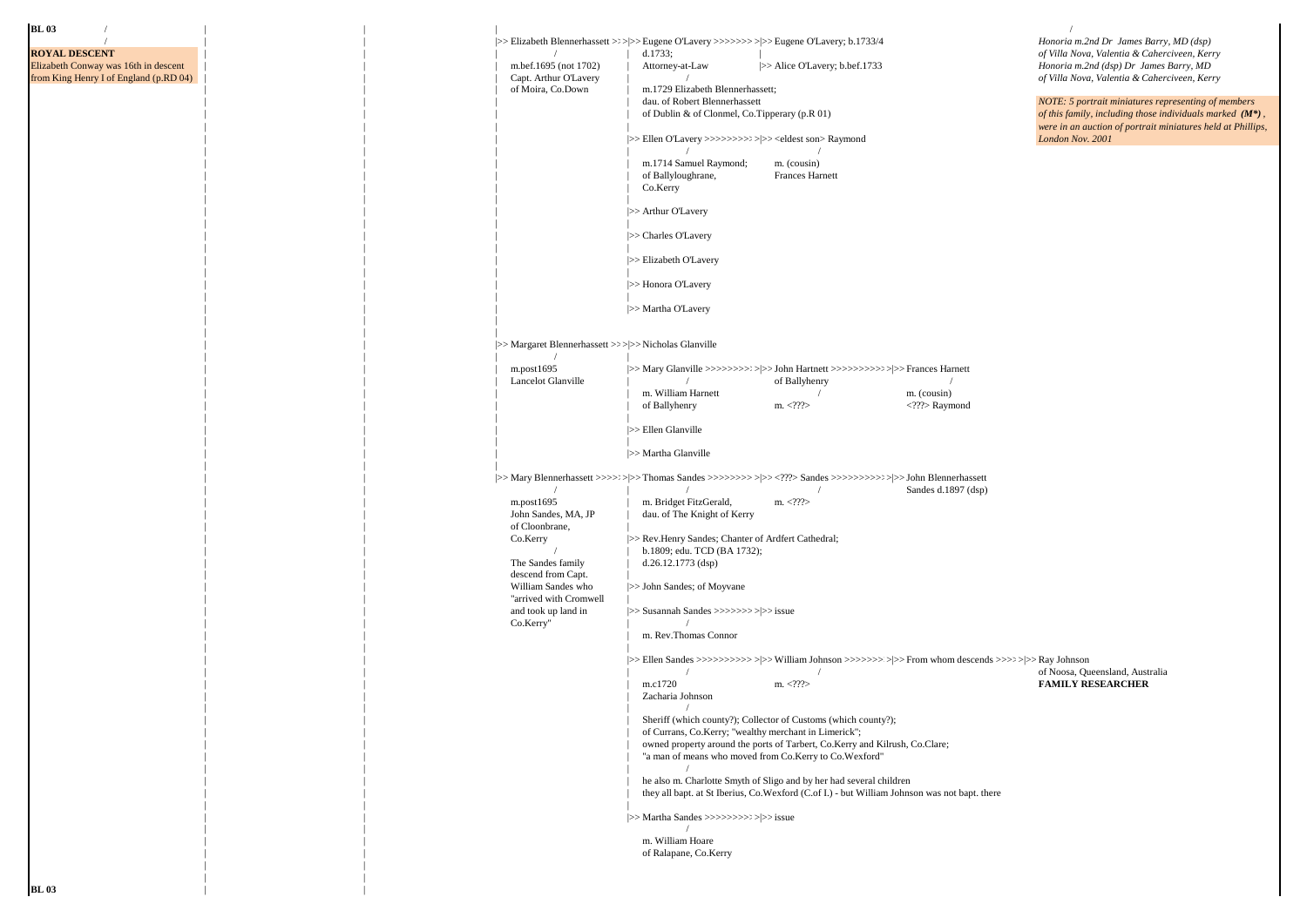**BL 03**

**ROYAL DESCENT**
Elizabeth Conway was 16th in descent from King Henry I of England (p.RD 04)

*Honoria m.2nd Dr James Barry, MD (dsp) of Villa Nova, Valentia & Caherciveen, Kerry*
*Honoria m.2nd (dsp) Dr James Barry, MD of Villa Nova, Valentia & Caherciveen, Kerry*

*NOTE: 5 portrait miniatures representing of members of this family, including those individuals marked **(M\*)**, were in an auction of portrait miniatures held at Phillips, London Nov. 2001*

- Elizabeth Blennerhassett — m.bef.1695 (not 1702) Capt. Arthur O'Lavery of Moira, Co.Down
  - Eugene O'Lavery — d.1733; Attorney-at-Law — m.1729 Elizabeth Blennerhassett; dau. of Robert Blennerhassett of Dublin & of Clonmel, Co.Tipperary (p.R 01)
    - Eugene O'Lavery; b.1733/4
    - Alice O'Lavery; b.bef.1733
  - Ellen O'Lavery — m.1714 Samuel Raymond; of Ballyloughrane, Co.Kerry
    - <eldest son> Raymond — m. (cousin) Frances Harnett
  - Arthur O'Lavery
  - Charles O'Lavery
  - Elizabeth O'Lavery
  - Honora O'Lavery
  - Martha O'Lavery

- Margaret Blennerhassett — m.post1695 Lancelot Glanville
  - Nicholas Glanville
  - Mary Glanville — m. William Harnett of Ballyhenry
    - John Hartnett of Ballyhenry — m. <???>
      - Frances Harnett — m. (cousin) <???> Raymond
  - Ellen Glanville
  - Martha Glanville

- Mary Blennerhassett — m.post1695 John Sandes, MA, JP of Cloonbrane, Co.Kerry
  - The Sandes family descend from Capt. William Sandes who "arrived with Cromwell and took up land in Co.Kerry"
  - Thomas Sandes — m. Bridget FitzGerald, dau. of The Knight of Kerry
    - <???> Sandes — m. <???>
      - John Blennerhassett Sandes d.1897 (dsp)
  - Rev.Henry Sandes; Chanter of Ardfert Cathedral; b.1809; edu. TCD (BA 1732); d.26.12.1773 (dsp)
  - John Sandes; of Moyvane
  - Susannah Sandes — m. Rev.Thomas Connor
    - issue
  - Ellen Sandes — m.c1720 Zacharia Johnson
    - Sheriff (which county?); Collector of Customs (which county?); of Currans, Co.Kerry; "wealthy merchant in Limerick"; owned property around the ports of Tarbert, Co.Kerry and Kilrush, Co.Clare; "a man of means who moved from Co.Kerry to Co.Wexford"
    - he also m. Charlotte Smyth of Sligo and by her had several children they all bapt. at St Iberius, Co.Wexford (C.of I.) - but William Johnson was not bapt. there
    - William Johnson — m. <???>
      - From whom descends
        - Ray Johnson of Noosa, Queensland, Australia **FAMILY RESEARCHER**
  - Martha Sandes — m. William Hoare of Ralapane, Co.Kerry
    - issue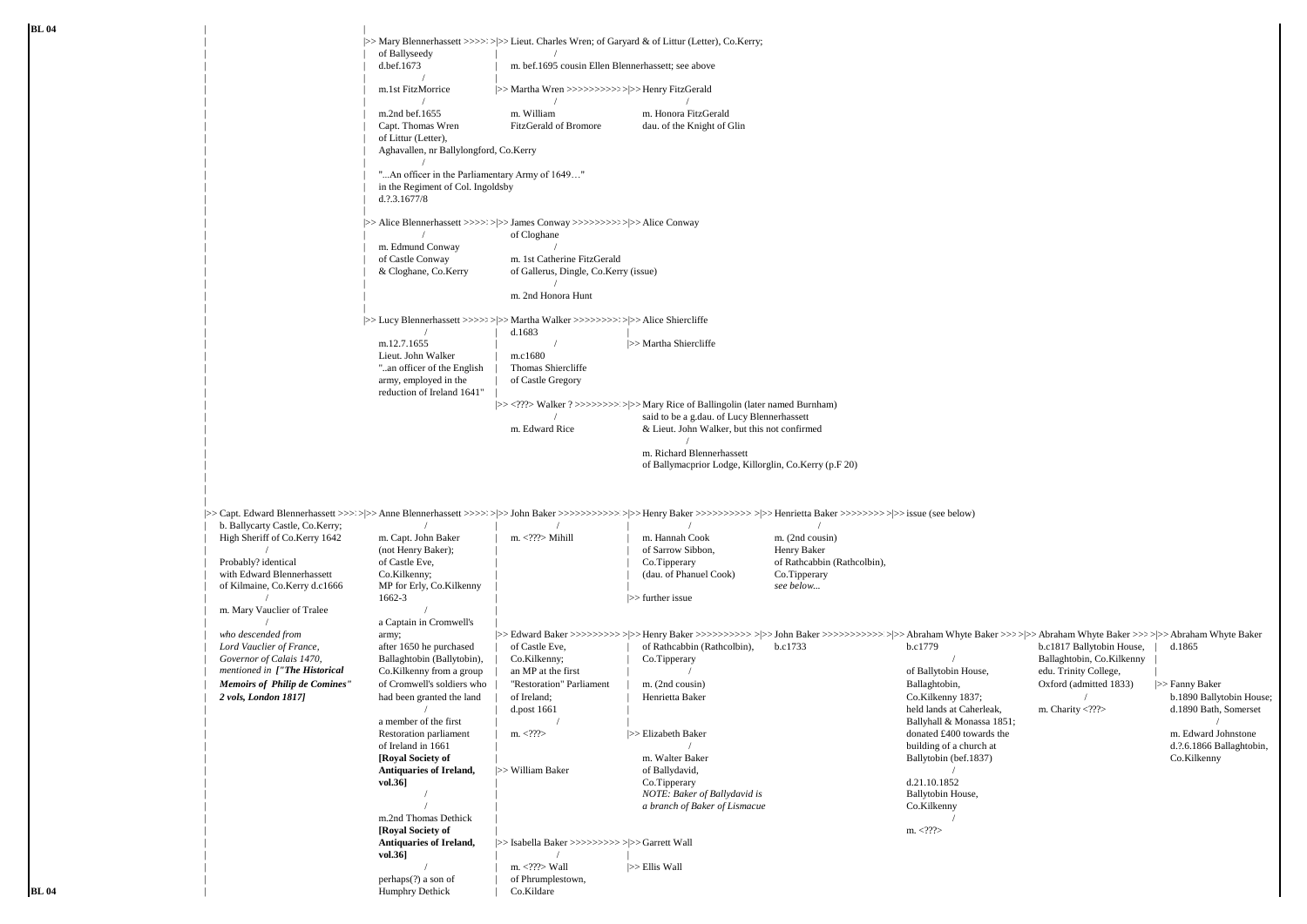BL 04

|>> Mary Blennerhassett >>>> |>> Lieut. Charles Wren; of Garyard & of Littur (Letter), Co.Kerry;
of Ballyseedy
d.bef.1673
m. bef.1695 cousin Ellen Blennerhassett; see above

m.1st FitzMorrice
|>> Martha Wren >>>>>>>>>> |>> Henry FitzGerald

m.2nd bef.1655
Capt. Thomas Wren
of Littur (Letter),
Aghavallen, nr Ballylongford, Co.Kerry

m. William FitzGerald of Bromore
m. Honora FitzGerald dau. of the Knight of Glin

"...An officer in the Parliamentary Army of 1649…"
in the Regiment of Col. Ingoldsby
d.?.3.1677/8

|>> Alice Blennerhassett >>>> |>> James Conway >>>>>>>>> |>> Alice Conway
of Cloghane
m. Edmund Conway
of Castle Conway
& Cloghane, Co.Kerry
m. 1st Catherine FitzGerald
of Gallerus, Dingle, Co.Kerry (issue)
m. 2nd Honora Hunt

|>> Lucy Blennerhassett >>>> |>> Martha Walker >>>>>>>>> |>> Alice Shiercliffe
d.1683
m.12.7.1655
Lieut. John Walker
"..an officer of the English army, employed in the reduction of Ireland 1641"
m.c1680
Thomas Shiercliffe
of Castle Gregory
|>> Martha Shiercliffe

|>> <???> Walker ? >>>>>>>> |>> Mary Rice of Ballingolin (later named Burnham)
m. Edward Rice
said to be a g.dau. of Lucy Blennerhassett & Lieut. John Walker, but this not confirmed
m. Richard Blennerhassett
of Ballymacprior Lodge, Killorglin, Co.Kerry (p.F 20)

|>> Capt. Edward Blennerhassett >>> |>> Anne Blennerhassett >>>> |>> John Baker >>>>>>>>>>> |>> Henry Baker >>>>>>>>>> |>> Henrietta Baker >>>>>>>> |>> issue (see below)

Capt. Edward Blennerhassett
b. Ballycarty Castle, Co.Kerry;
High Sheriff of Co.Kerry 1642
Probably? identical with Edward Blennerhassett of Kilmaine, Co.Kerry d.c1666
m. Mary Vauclier of Tralee
*who descended from Lord Vauclier of France, Governor of Calais 1470, mentioned in* ***["The Historical Memoirs of Philip de Comines" 2 vols, London 1817]***

Anne Blennerhassett
m. Capt. John Baker
(not Henry Baker);
of Castle Eve,
Co.Kilkenny;
MP for Erly, Co.Kilkenny
1662-3
a Captain in Cromwell's army;
after 1650 he purchased Ballaghtobin (Ballytobin), Co.Kilkenny from a group of Cromwell's soldiers who had been granted the land
a member of the first Restoration parliament of Ireland in 1661
**[Royal Society of Antiquaries of Ireland, vol.36]**
m.2nd Thomas Dethick
**[Royal Society of Antiquaries of Ireland, vol.36]**
perhaps(?) a son of Humphry Dethick

John Baker
m. <???> Mihill

Henry Baker
m. Hannah Cook
of Sarrow Sibbon,
Co.Tipperary
(dau. of Phanuel Cook)
|>> further issue

Henrietta Baker
m. (2nd cousin)
Henry Baker
of Rathcabbin (Rathcolbin),
Co.Tipperary
*see below...*

|>> Edward Baker >>>>>>>>> |>> Henry Baker >>>>>>>>>> |>> John Baker >>>>>>>>>>> |>> Abraham Whyte Baker >>> |>> Abraham Whyte Baker >>> |>> Abraham Whyte Baker

Edward Baker
of Castle Eve,
Co.Kilkenny;
an MP at the first "Restoration" Parliament of Ireland;
d.post 1661
m. <???>
|>> William Baker

Henry Baker
of Rathcabbin (Rathcolbin),
Co.Tipperary
m. (2nd cousin)
Henrietta Baker
|>> Elizabeth Baker
m. Walter Baker
of Ballydavid,
Co.Tipperary
*NOTE: Baker of Ballydavid is a branch of Baker of Lismacue*

John Baker
b.c1733

Abraham Whyte Baker
b.c1779
of Ballytobin House,
Ballaghtobin,
Co.Kilkenny 1837;
held lands at Caherleak,
Ballyhall & Monassa 1851;
donated £400 towards the building of a church at Ballytobin (bef.1837)
d.21.10.1852
Ballytobin House,
Co.Kilkenny
m. <???>

Abraham Whyte Baker
b.c1817 Ballytobin House,
Ballaghtobin, Co.Kilkenny
edu. Trinity College,
Oxford (admitted 1833)
m. Charity <???>

Abraham Whyte Baker
d.1865
|>> Fanny Baker
b.1890 Ballytobin House;
d.1890 Bath, Somerset
m. Edward Johnstone
d.?.6.1866 Ballaghtobin,
Co.Kilkenny

|>> Isabella Baker >>>>>>>>> |>> Garrett Wall
m. <???> Wall
of Phrumplestown,
Co.Kildare
|>> Ellis Wall

BL 04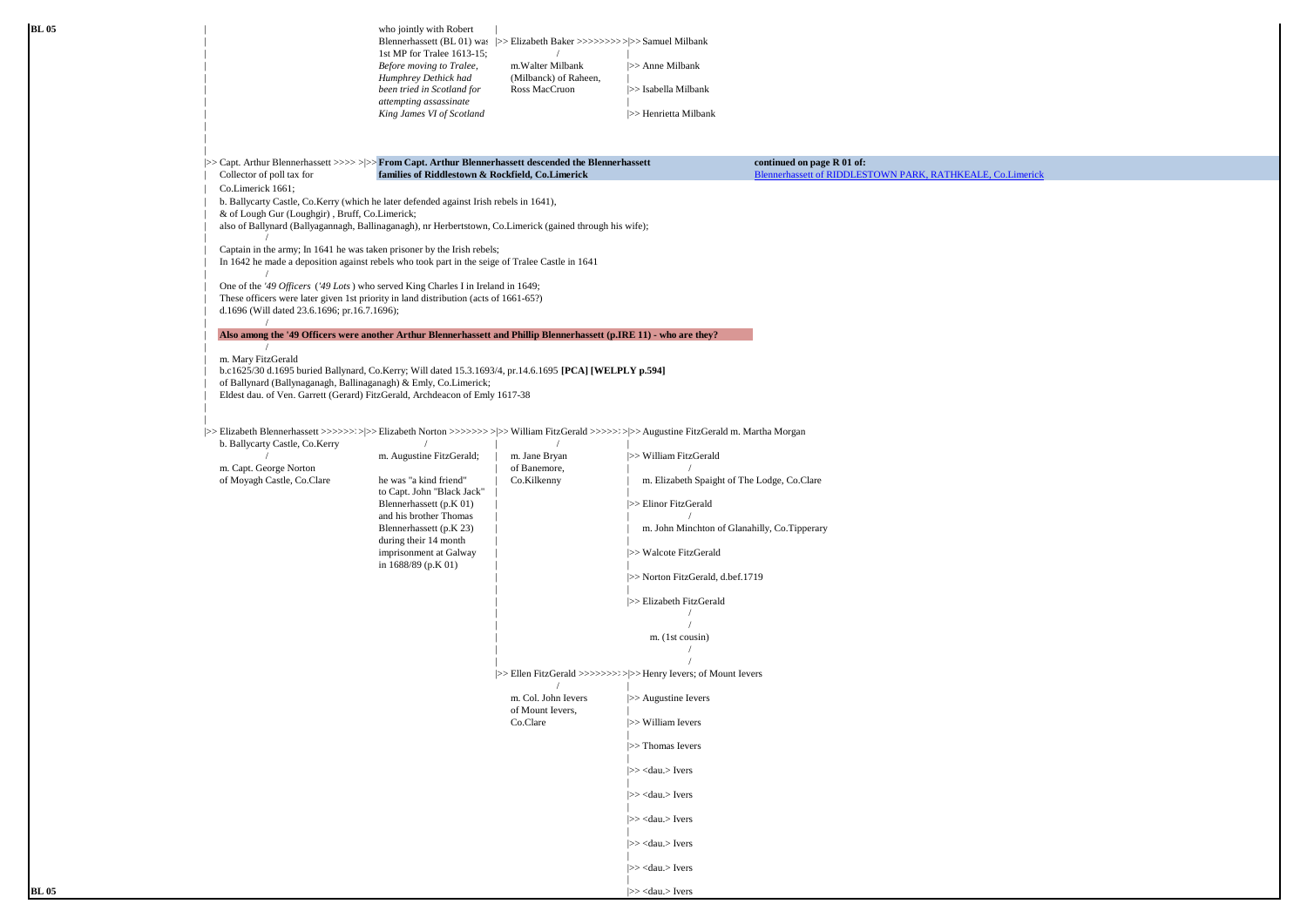who jointly with Robert Blennerhassett (BL 01) was 1st MP for Tralee 1613-15;
*Before moving to Tralee, Humphrey Dethick had been tried in Scotland for attempting assassinate King James VI of Scotland*

|>> Elizabeth Baker >>>>>>>> >|>> Samuel Milbank
m.Walter Milbank (Milbanck) of Raheen, Ross MacCruon

|>> Anne Milbank

|>> Isabella Milbank

|>> Henrietta Milbank

|>> Capt. Arthur Blennerhassett >>>> >|>> **From Capt. Arthur Blennerhassett descended the Blennerhassett families of Riddlestown & Rockfield, Co.Limerick**

**continued on page R 01 of:**
Blennerhassett of RIDDLESTOWN PARK, RATHKEALE, Co.Limerick

Collector of poll tax for Co.Limerick 1661;
b. Ballycarty Castle, Co.Kerry (which he later defended against Irish rebels in 1641),
& of Lough Gur (Loughgir) , Bruff, Co.Limerick;
also of Ballynard (Ballyagannagh, Ballinaganagh), nr Herbertstown, Co.Limerick (gained through his wife);

Captain in the army; In 1641 he was taken prisoner by the Irish rebels;
In 1642 he made a deposition against rebels who took part in the seige of Tralee Castle in 1641

One of the *'49 Officers* (*'49 Lots* ) who served King Charles I in Ireland in 1649;
These officers were later given 1st priority in land distribution (acts of 1661-65?)
d.1696 (Will dated 23.6.1696; pr.16.7.1696);

**Also among the '49 Officers were another Arthur Blennerhassett and Phillip Blennerhassett (p.IRE 11) - who are they?**

m. Mary FitzGerald
b.c1625/30 d.1695 buried Ballynard, Co.Kerry; Will dated 15.3.1693/4, pr.14.6.1695 **[PCA] [WELPLY p.594]**
of Ballynard (Ballynaganagh, Ballinaganagh) & Emly, Co.Limerick;
Eldest dau. of Ven. Garrett (Gerard) FitzGerald, Archdeacon of Emly 1617-38

|>> Elizabeth Blennerhassett >>>>>> >|>> Elizabeth Norton >>>>>>> >|>> William FitzGerald >>>>> >|>> Augustine FitzGerald m. Martha Morgan

Elizabeth Blennerhassett:
b. Ballycarty Castle, Co.Kerry
m. Capt. George Norton of Moyagh Castle, Co.Clare

Elizabeth Norton:
m. Augustine FitzGerald;
he was "a kind friend" to Capt. John "Black Jack" Blennerhassett (p.K 01) and his brother Thomas Blennerhassett (p.K 23) during their 14 month imprisonment at Galway in 1688/89 (p.K 01)

William FitzGerald:
m. Jane Bryan of Banemore, Co.Kilkenny

|>> William FitzGerald
m. Elizabeth Spaight of The Lodge, Co.Clare

|>> Elinor FitzGerald
m. John Minchton of Glanahilly, Co.Tipperary

|>> Walcote FitzGerald

|>> Norton FitzGerald, d.bef.1719

|>> Elizabeth FitzGerald
m. (1st cousin)

|>> Ellen FitzGerald >>>>>>> >|>> Henry Ievers; of Mount Ievers
m. Col. John Ievers of Mount Ievers, Co.Clare

|>> Augustine Ievers

|>> William Ievers

|>> Thomas Ievers

|>> <dau.> Ivers

|>> <dau.> Ivers

|>> <dau.> Ivers

|>> <dau.> Ivers

|>> <dau.> Ivers

|>> <dau.> Ivers